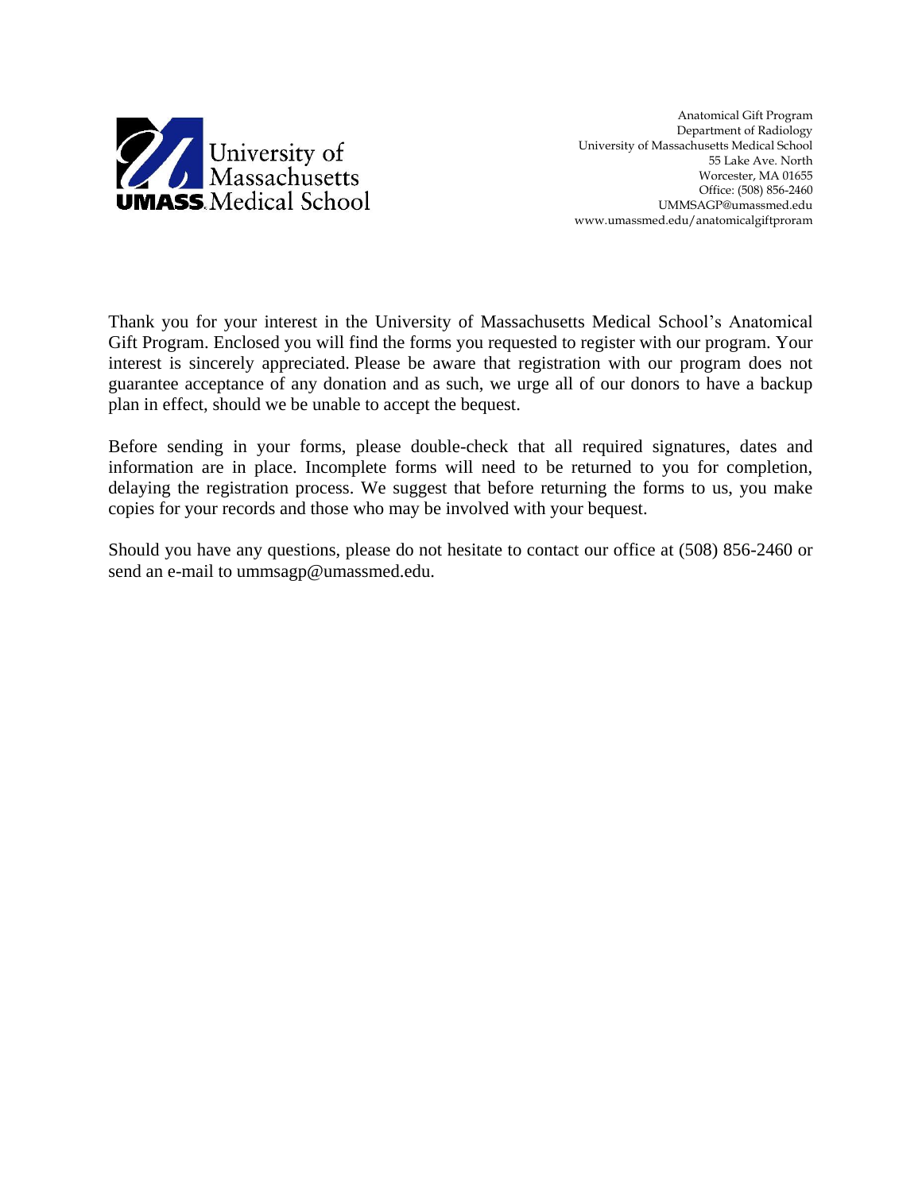University of Massachusetts
UMASS Medical School

Anatomical Gift Program
Department of Radiology
University of Massachusetts Medical School
55 Lake Ave. North
Worcester, MA 01655
Office: (508) 856-2460
UMMSAGP@umassmed.edu
www.umassmed.edu/anatomicalgiftproram

Thank you for your interest in the University of Massachusetts Medical School's Anatomical Gift Program. Enclosed you will find the forms you requested to register with our program. Your interest is sincerely appreciated. Please be aware that registration with our program does not guarantee acceptance of any donation and as such, we urge all of our donors to have a backup plan in effect, should we be unable to accept the bequest.

Before sending in your forms, please double-check that all required signatures, dates and information are in place. Incomplete forms will need to be returned to you for completion, delaying the registration process. We suggest that before returning the forms to us, you make copies for your records and those who may be involved with your bequest.

Should you have any questions, please do not hesitate to contact our office at (508) 856-2460 or send an e-mail to ummsagp@umassmed.edu.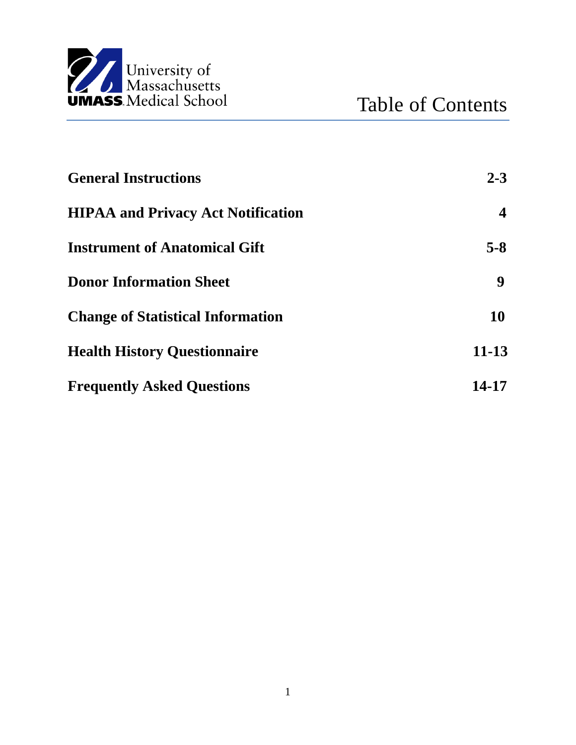University of Massachusetts
UMASS Medical School

# Table of Contents

| | |
|---|---|
| **General Instructions** | **2-3** |
| **HIPAA and Privacy Act Notification** | **4** |
| **Instrument of Anatomical Gift** | **5-8** |
| **Donor Information Sheet** | **9** |
| **Change of Statistical Information** | **10** |
| **Health History Questionnaire** | **11-13** |
| **Frequently Asked Questions** | **14-17** |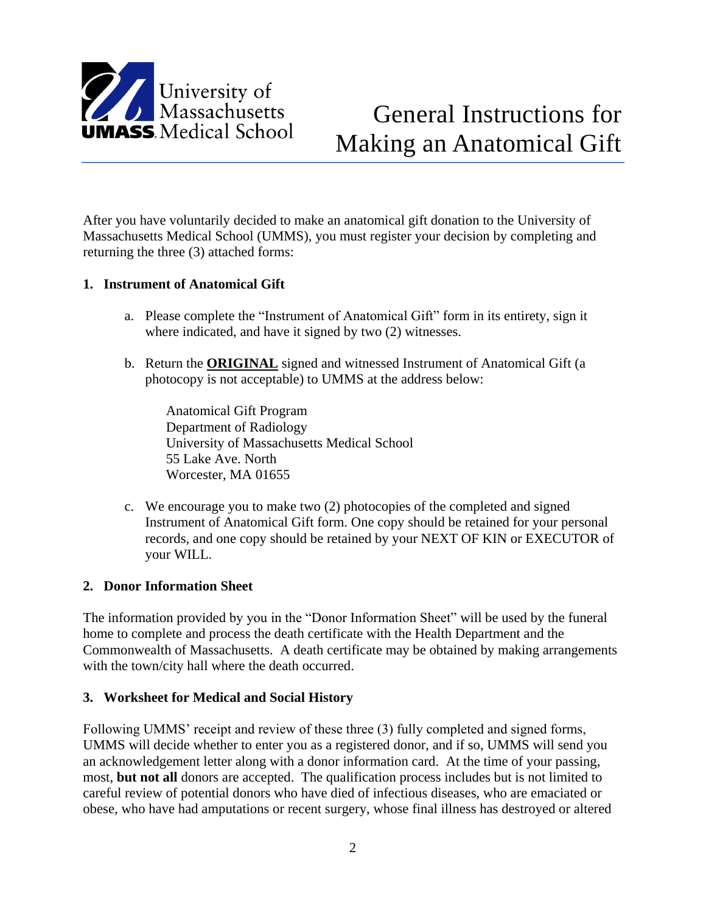# General Instructions for Making an Anatomical Gift

After you have voluntarily decided to make an anatomical gift donation to the University of Massachusetts Medical School (UMMS), you must register your decision by completing and returning the three (3) attached forms:

**1. Instrument of Anatomical Gift**

a. Please complete the "Instrument of Anatomical Gift" form in its entirety, sign it where indicated, and have it signed by two (2) witnesses.

b. Return the **ORIGINAL** signed and witnessed Instrument of Anatomical Gift (a photocopy is not acceptable) to UMMS at the address below:

Anatomical Gift Program
Department of Radiology
University of Massachusetts Medical School
55 Lake Ave. North
Worcester, MA 01655

c. We encourage you to make two (2) photocopies of the completed and signed Instrument of Anatomical Gift form. One copy should be retained for your personal records, and one copy should be retained by your NEXT OF KIN or EXECUTOR of your WILL.

**2. Donor Information Sheet**

The information provided by you in the "Donor Information Sheet" will be used by the funeral home to complete and process the death certificate with the Health Department and the Commonwealth of Massachusetts. A death certificate may be obtained by making arrangements with the town/city hall where the death occurred.

**3. Worksheet for Medical and Social History**

Following UMMS' receipt and review of these three (3) fully completed and signed forms, UMMS will decide whether to enter you as a registered donor, and if so, UMMS will send you an acknowledgement letter along with a donor information card. At the time of your passing, most, **but not all** donors are accepted. The qualification process includes but is not limited to careful review of potential donors who have died of infectious diseases, who are emaciated or obese, who have had amputations or recent surgery, whose final illness has destroyed or altered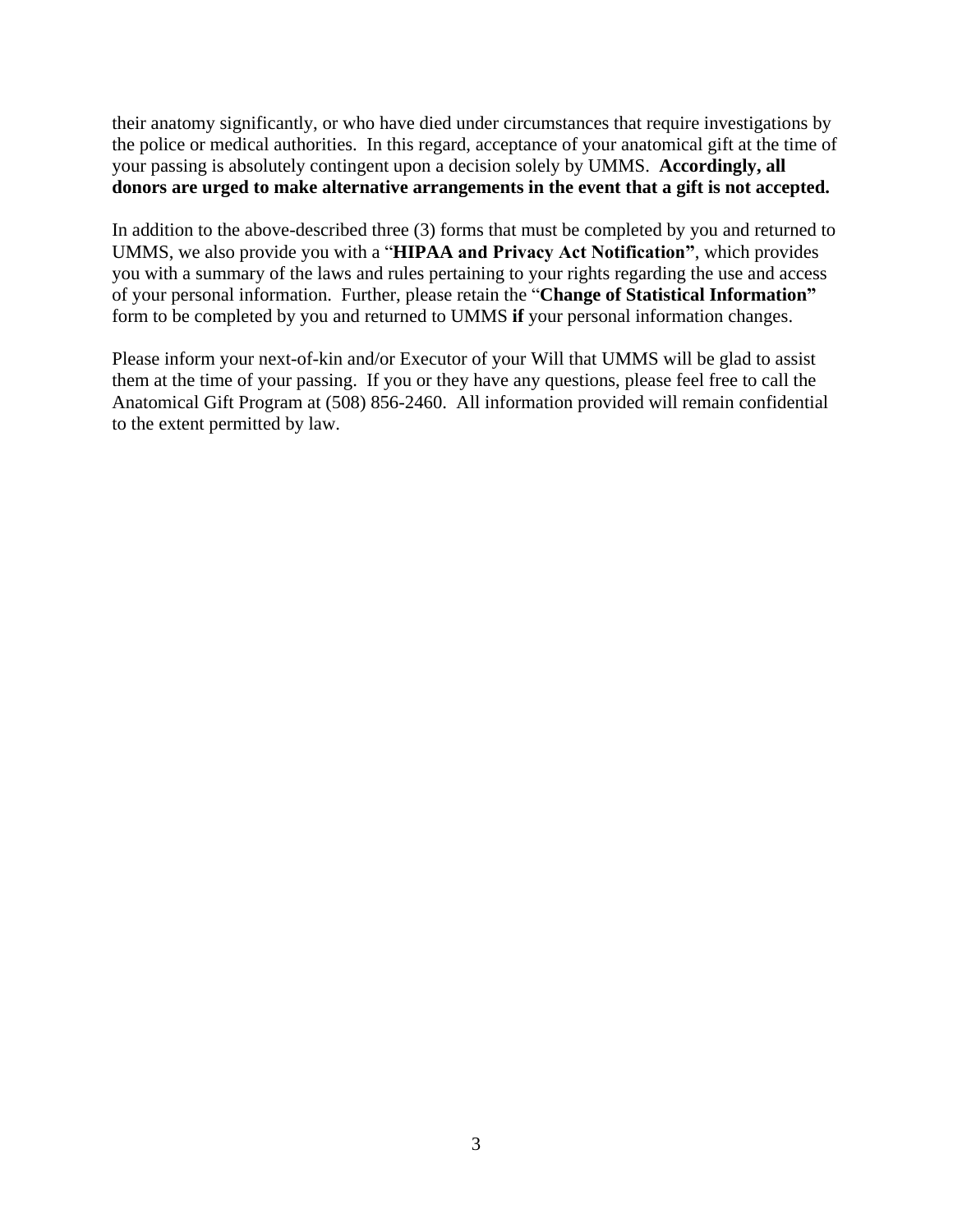their anatomy significantly, or who have died under circumstances that require investigations by the police or medical authorities. In this regard, acceptance of your anatomical gift at the time of your passing is absolutely contingent upon a decision solely by UMMS. **Accordingly, all donors are urged to make alternative arrangements in the event that a gift is not accepted.**

In addition to the above-described three (3) forms that must be completed by you and returned to UMMS, we also provide you with a "**HIPAA and Privacy Act Notification"**, which provides you with a summary of the laws and rules pertaining to your rights regarding the use and access of your personal information. Further, please retain the "**Change of Statistical Information"** form to be completed by you and returned to UMMS **if** your personal information changes.

Please inform your next-of-kin and/or Executor of your Will that UMMS will be glad to assist them at the time of your passing. If you or they have any questions, please feel free to call the Anatomical Gift Program at (508) 856-2460. All information provided will remain confidential to the extent permitted by law.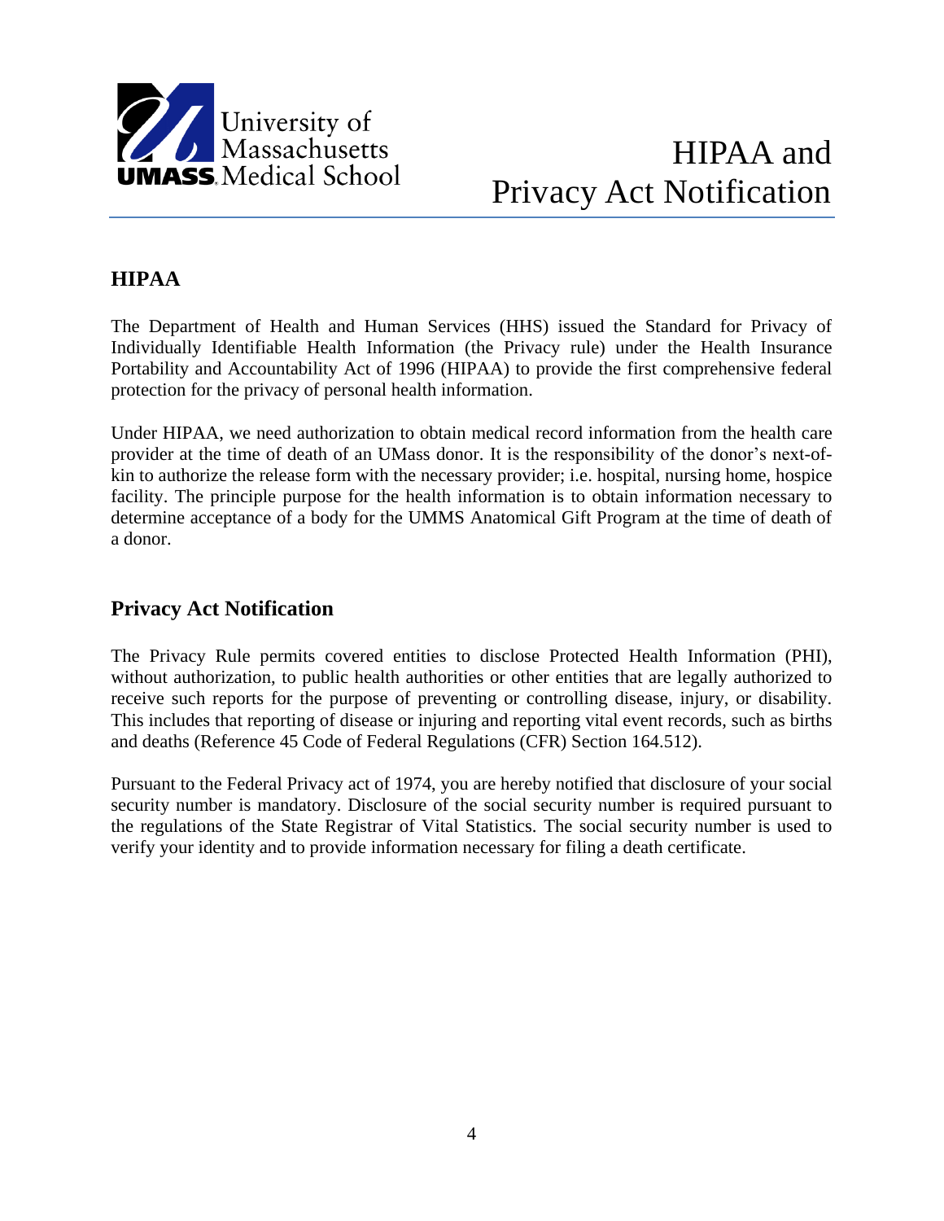# HIPAA and Privacy Act Notification

## HIPAA

The Department of Health and Human Services (HHS) issued the Standard for Privacy of Individually Identifiable Health Information (the Privacy rule) under the Health Insurance Portability and Accountability Act of 1996 (HIPAA) to provide the first comprehensive federal protection for the privacy of personal health information.

Under HIPAA, we need authorization to obtain medical record information from the health care provider at the time of death of an UMass donor. It is the responsibility of the donor's next-of-kin to authorize the release form with the necessary provider; i.e. hospital, nursing home, hospice facility. The principle purpose for the health information is to obtain information necessary to determine acceptance of a body for the UMMS Anatomical Gift Program at the time of death of a donor.

## Privacy Act Notification

The Privacy Rule permits covered entities to disclose Protected Health Information (PHI), without authorization, to public health authorities or other entities that are legally authorized to receive such reports for the purpose of preventing or controlling disease, injury, or disability. This includes that reporting of disease or injuring and reporting vital event records, such as births and deaths (Reference 45 Code of Federal Regulations (CFR) Section 164.512).

Pursuant to the Federal Privacy act of 1974, you are hereby notified that disclosure of your social security number is mandatory. Disclosure of the social security number is required pursuant to the regulations of the State Registrar of Vital Statistics. The social security number is used to verify your identity and to provide information necessary for filing a death certificate.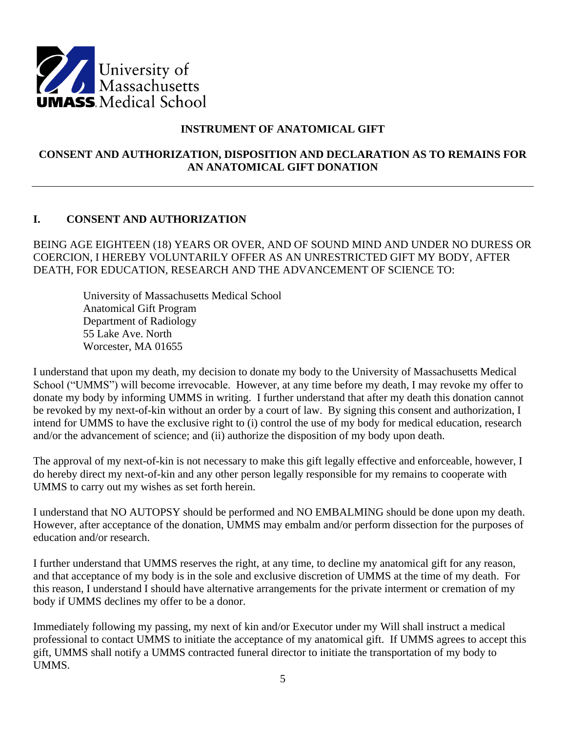University of Massachusetts UMASS Medical School

## INSTRUMENT OF ANATOMICAL GIFT

## CONSENT AND AUTHORIZATION, DISPOSITION AND DECLARATION AS TO REMAINS FOR AN ANATOMICAL GIFT DONATION

---

### I. CONSENT AND AUTHORIZATION

BEING AGE EIGHTEEN (18) YEARS OR OVER, AND OF SOUND MIND AND UNDER NO DURESS OR COERCION, I HEREBY VOLUNTARILY OFFER AS AN UNRESTRICTED GIFT MY BODY, AFTER DEATH, FOR EDUCATION, RESEARCH AND THE ADVANCEMENT OF SCIENCE TO:

University of Massachusetts Medical School
Anatomical Gift Program
Department of Radiology
55 Lake Ave. North
Worcester, MA 01655

I understand that upon my death, my decision to donate my body to the University of Massachusetts Medical School ("UMMS") will become irrevocable. However, at any time before my death, I may revoke my offer to donate my body by informing UMMS in writing. I further understand that after my death this donation cannot be revoked by my next-of-kin without an order by a court of law. By signing this consent and authorization, I intend for UMMS to have the exclusive right to (i) control the use of my body for medical education, research and/or the advancement of science; and (ii) authorize the disposition of my body upon death.

The approval of my next-of-kin is not necessary to make this gift legally effective and enforceable, however, I do hereby direct my next-of-kin and any other person legally responsible for my remains to cooperate with UMMS to carry out my wishes as set forth herein.

I understand that NO AUTOPSY should be performed and NO EMBALMING should be done upon my death. However, after acceptance of the donation, UMMS may embalm and/or perform dissection for the purposes of education and/or research.

I further understand that UMMS reserves the right, at any time, to decline my anatomical gift for any reason, and that acceptance of my body is in the sole and exclusive discretion of UMMS at the time of my death. For this reason, I understand I should have alternative arrangements for the private interment or cremation of my body if UMMS declines my offer to be a donor.

Immediately following my passing, my next of kin and/or Executor under my Will shall instruct a medical professional to contact UMMS to initiate the acceptance of my anatomical gift. If UMMS agrees to accept this gift, UMMS shall notify a UMMS contracted funeral director to initiate the transportation of my body to UMMS.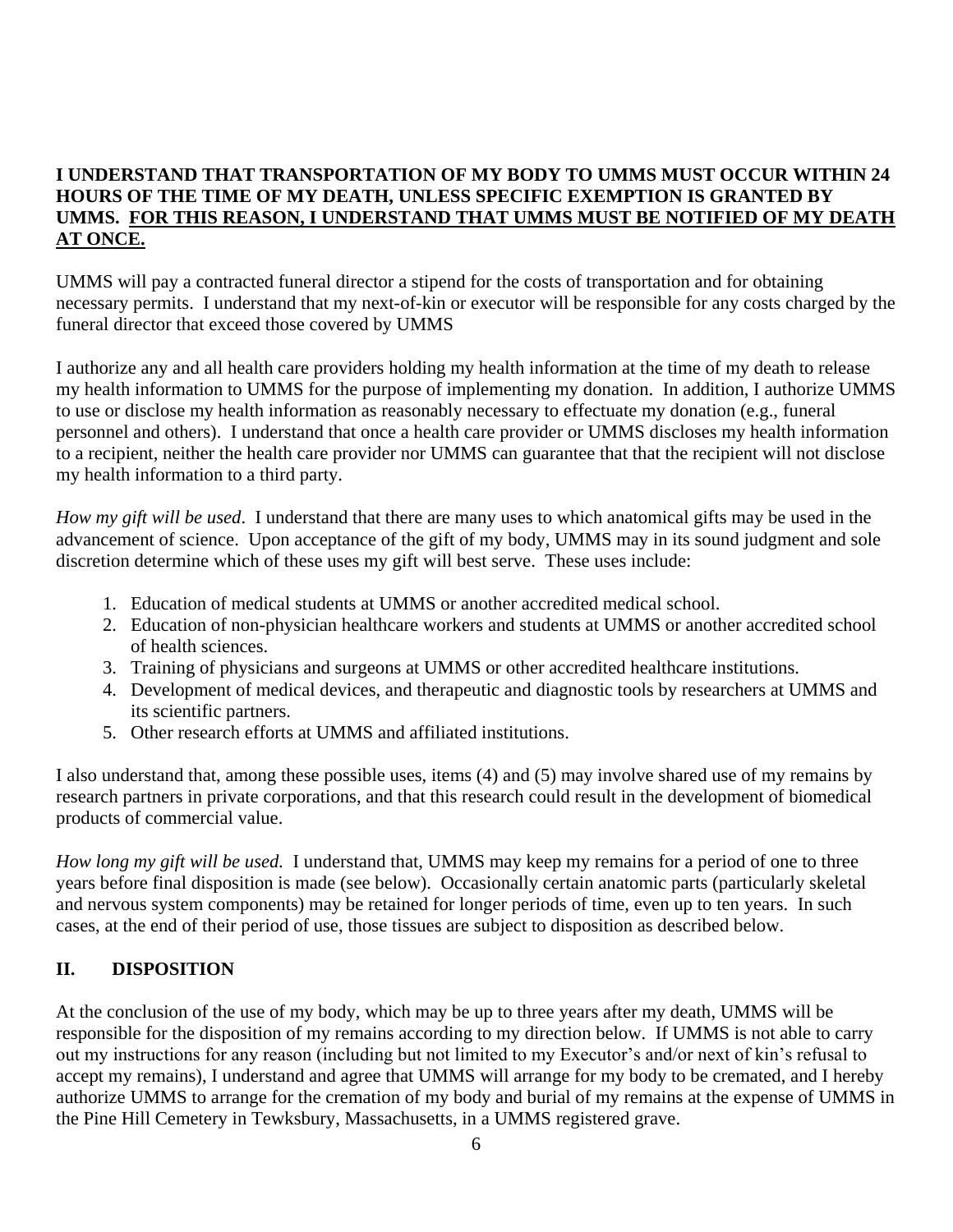**I UNDERSTAND THAT TRANSPORTATION OF MY BODY TO UMMS MUST OCCUR WITHIN 24 HOURS OF THE TIME OF MY DEATH, UNLESS SPECIFIC EXEMPTION IS GRANTED BY UMMS. <u>FOR THIS REASON, I UNDERSTAND THAT UMMS MUST BE NOTIFIED OF MY DEATH AT ONCE.</u>**

UMMS will pay a contracted funeral director a stipend for the costs of transportation and for obtaining necessary permits. I understand that my next-of-kin or executor will be responsible for any costs charged by the funeral director that exceed those covered by UMMS

I authorize any and all health care providers holding my health information at the time of my death to release my health information to UMMS for the purpose of implementing my donation. In addition, I authorize UMMS to use or disclose my health information as reasonably necessary to effectuate my donation (e.g., funeral personnel and others). I understand that once a health care provider or UMMS discloses my health information to a recipient, neither the health care provider nor UMMS can guarantee that that the recipient will not disclose my health information to a third party.

*How my gift will be used*. I understand that there are many uses to which anatomical gifts may be used in the advancement of science. Upon acceptance of the gift of my body, UMMS may in its sound judgment and sole discretion determine which of these uses my gift will best serve. These uses include:

1. Education of medical students at UMMS or another accredited medical school.
2. Education of non-physician healthcare workers and students at UMMS or another accredited school of health sciences.
3. Training of physicians and surgeons at UMMS or other accredited healthcare institutions.
4. Development of medical devices, and therapeutic and diagnostic tools by researchers at UMMS and its scientific partners.
5. Other research efforts at UMMS and affiliated institutions.

I also understand that, among these possible uses, items (4) and (5) may involve shared use of my remains by research partners in private corporations, and that this research could result in the development of biomedical products of commercial value.

*How long my gift will be used.* I understand that, UMMS may keep my remains for a period of one to three years before final disposition is made (see below). Occasionally certain anatomic parts (particularly skeletal and nervous system components) may be retained for longer periods of time, even up to ten years. In such cases, at the end of their period of use, those tissues are subject to disposition as described below.

## II. DISPOSITION

At the conclusion of the use of my body, which may be up to three years after my death, UMMS will be responsible for the disposition of my remains according to my direction below. If UMMS is not able to carry out my instructions for any reason (including but not limited to my Executor's and/or next of kin's refusal to accept my remains), I understand and agree that UMMS will arrange for my body to be cremated, and I hereby authorize UMMS to arrange for the cremation of my body and burial of my remains at the expense of UMMS in the Pine Hill Cemetery in Tewksbury, Massachusetts, in a UMMS registered grave.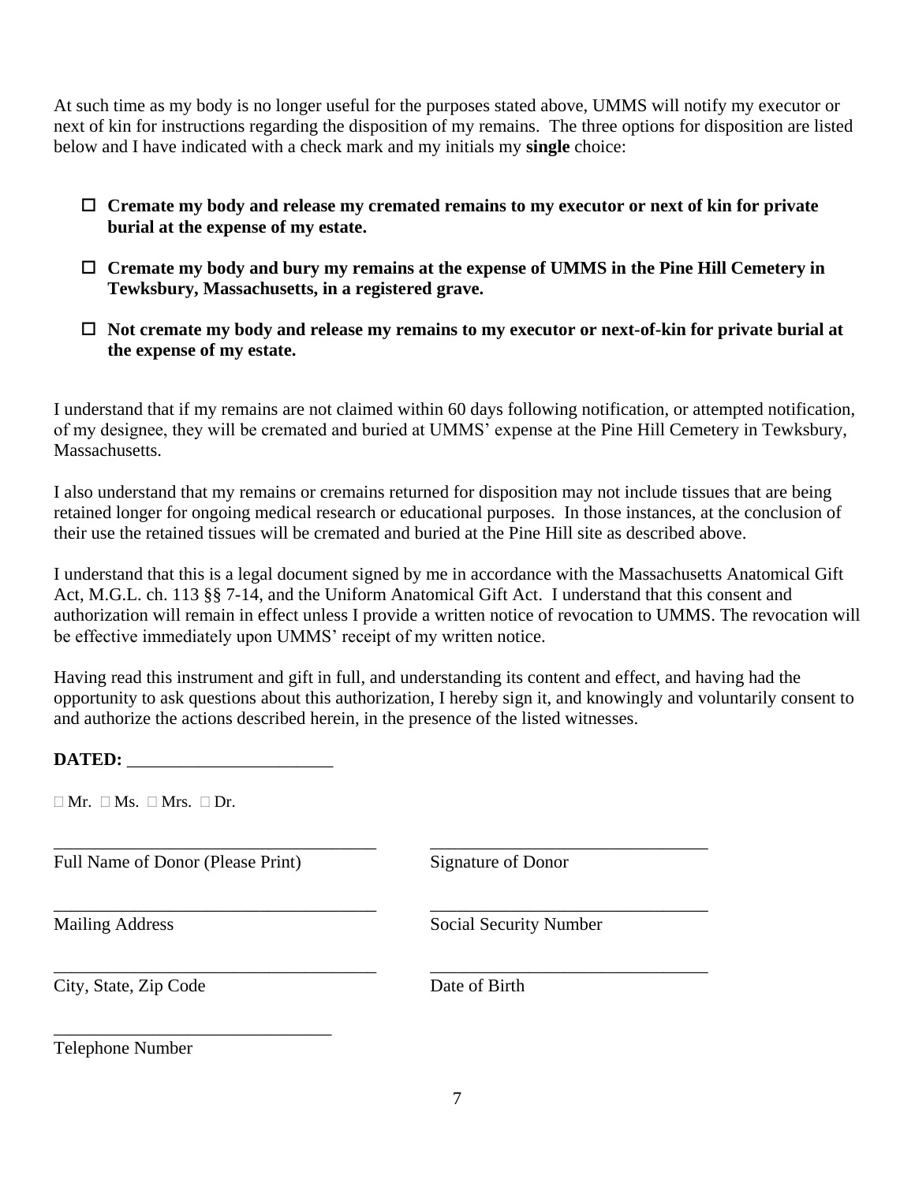At such time as my body is no longer useful for the purposes stated above, UMMS will notify my executor or next of kin for instructions regarding the disposition of my remains. The three options for disposition are listed below and I have indicated with a check mark and my initials my **single** choice:

- ☐ **Cremate my body and release my cremated remains to my executor or next of kin for private burial at the expense of my estate.**
- ☐ **Cremate my body and bury my remains at the expense of UMMS in the Pine Hill Cemetery in Tewksbury, Massachusetts, in a registered grave.**
- ☐ **Not cremate my body and release my remains to my executor or next-of-kin for private burial at the expense of my estate.**

I understand that if my remains are not claimed within 60 days following notification, or attempted notification, of my designee, they will be cremated and buried at UMMS' expense at the Pine Hill Cemetery in Tewksbury, Massachusetts.

I also understand that my remains or cremains returned for disposition may not include tissues that are being retained longer for ongoing medical research or educational purposes. In those instances, at the conclusion of their use the retained tissues will be cremated and buried at the Pine Hill site as described above.

I understand that this is a legal document signed by me in accordance with the Massachusetts Anatomical Gift Act, M.G.L. ch. 113 §§ 7-14, and the Uniform Anatomical Gift Act. I understand that this consent and authorization will remain in effect unless I provide a written notice of revocation to UMMS. The revocation will be effective immediately upon UMMS' receipt of my written notice.

Having read this instrument and gift in full, and understanding its content and effect, and having had the opportunity to ask questions about this authorization, I hereby sign it, and knowingly and voluntarily consent to and authorize the actions described herein, in the presence of the listed witnesses.

**DATED:** _______________________

☐ Mr. ☐ Ms. ☐ Mrs. ☐ Dr.

____________________________________ ________________________________
Full Name of Donor (Please Print) Signature of Donor

____________________________________ ________________________________
Mailing Address Social Security Number

____________________________________ ________________________________
City, State, Zip Code Date of Birth

________________________________
Telephone Number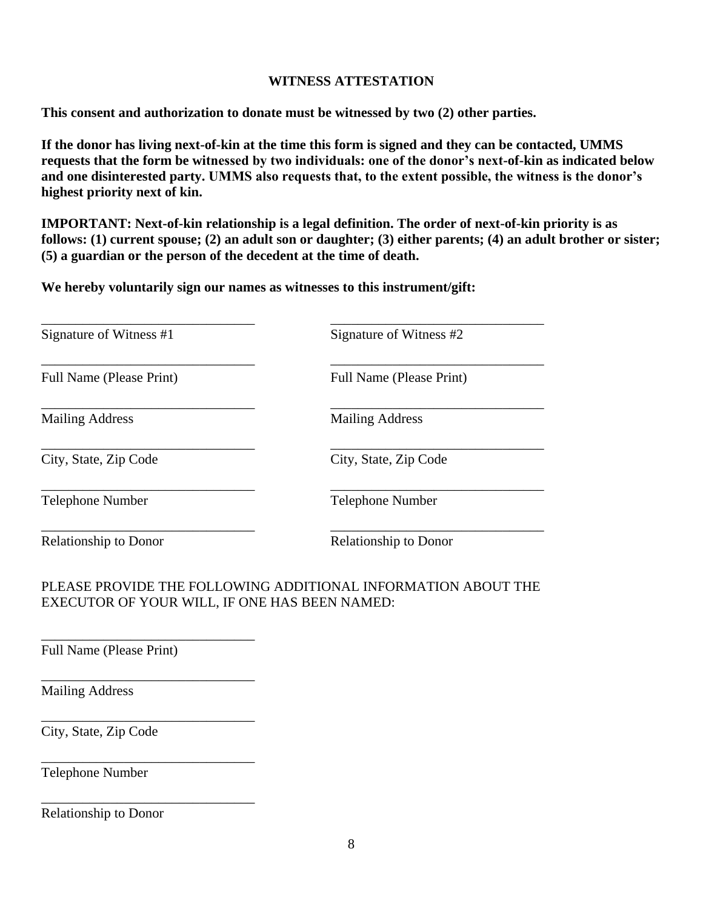## WITNESS ATTESTATION

**This consent and authorization to donate must be witnessed by two (2) other parties.**

**If the donor has living next-of-kin at the time this form is signed and they can be contacted, UMMS requests that the form be witnessed by two individuals: one of the donor's next-of-kin as indicated below and one disinterested party. UMMS also requests that, to the extent possible, the witness is the donor's highest priority next of kin.**

**IMPORTANT: Next-of-kin relationship is a legal definition. The order of next-of-kin priority is as follows: (1) current spouse; (2) an adult son or daughter; (3) either parents; (4) an adult brother or sister; (5) a guardian or the person of the decedent at the time of death.**

**We hereby voluntarily sign our names as witnesses to this instrument/gift:**

| | |
|---|---|
| ________________________________ | ________________________________ |
| Signature of Witness #1 | Signature of Witness #2 |
| ________________________________ | ________________________________ |
| Full Name (Please Print) | Full Name (Please Print) |
| ________________________________ | ________________________________ |
| Mailing Address | Mailing Address |
| ________________________________ | ________________________________ |
| City, State, Zip Code | City, State, Zip Code |
| ________________________________ | ________________________________ |
| Telephone Number | Telephone Number |
| ________________________________ | ________________________________ |
| Relationship to Donor | Relationship to Donor |

PLEASE PROVIDE THE FOLLOWING ADDITIONAL INFORMATION ABOUT THE EXECUTOR OF YOUR WILL, IF ONE HAS BEEN NAMED:

________________________________
Full Name (Please Print)

________________________________
Mailing Address

________________________________
City, State, Zip Code

________________________________
Telephone Number

________________________________
Relationship to Donor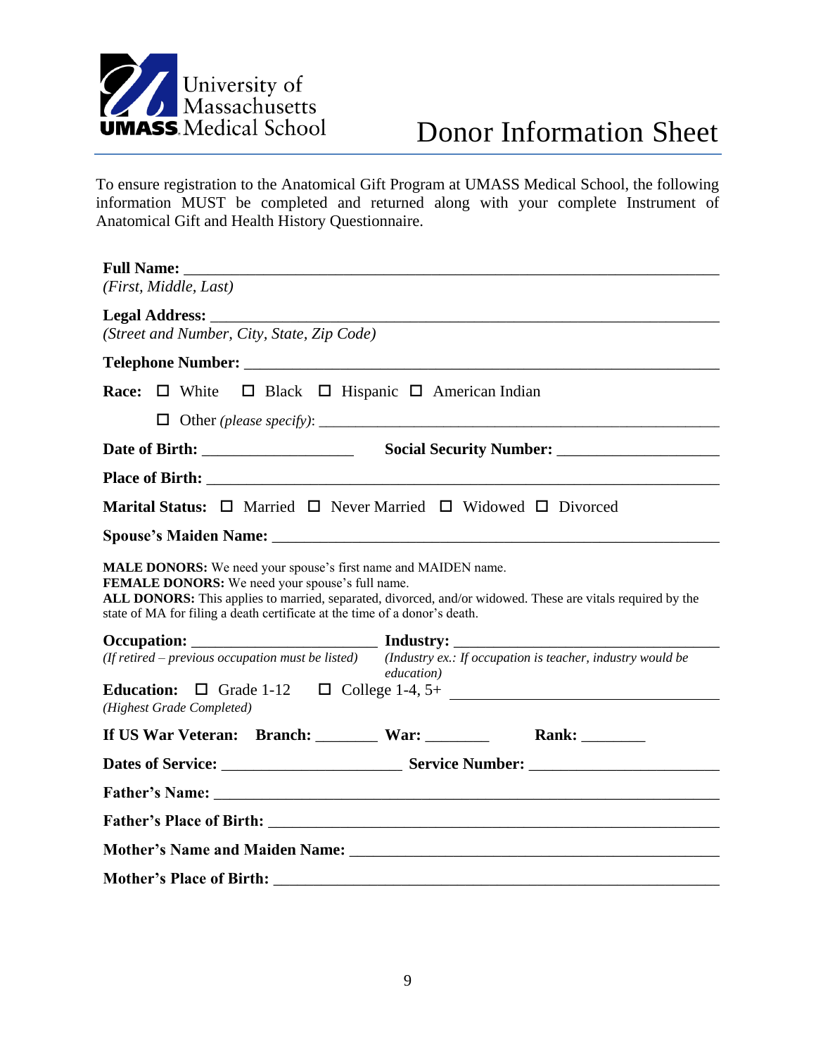University of Massachusetts
UMASS Medical School

# Donor Information Sheet

To ensure registration to the Anatomical Gift Program at UMASS Medical School, the following information MUST be completed and returned along with your complete Instrument of Anatomical Gift and Health History Questionnaire.

**Full Name:** ______________________________________________
*(First, Middle, Last)*

**Legal Address:** ______________________________________________
*(Street and Number, City, State, Zip Code)*

**Telephone Number:** ______________________________________________

**Race:** ☐ White ☐ Black ☐ Hispanic ☐ American Indian

☐ Other *(please specify)*: ______________________________________

**Date of Birth:** ____________________ **Social Security Number:** ____________________

**Place of Birth:** ______________________________________________

**Marital Status:** ☐ Married ☐ Never Married ☐ Widowed ☐ Divorced

**Spouse's Maiden Name:** ______________________________________________

**MALE DONORS:** We need your spouse's first name and MAIDEN name.
**FEMALE DONORS:** We need your spouse's full name.
**ALL DONORS:** This applies to married, separated, divorced, and/or widowed. These are vitals required by the state of MA for filing a death certificate at the time of a donor's death.

**Occupation:** ______________________ **Industry:** ______________________
*(If retired – previous occupation must be listed)* *(Industry ex.: If occupation is teacher, industry would be education)*

**Education:** ☐ Grade 1-12 ☐ College 1-4, 5+ ______________________
*(Highest Grade Completed)*

**If US War Veteran:** **Branch:** ________ **War:** ________ **Rank:** ________

**Dates of Service:** ______________________ **Service Number:** ______________________

**Father's Name:** ______________________________________________

**Father's Place of Birth:** ______________________________________________

**Mother's Name and Maiden Name:** ______________________________________________

**Mother's Place of Birth:** ______________________________________________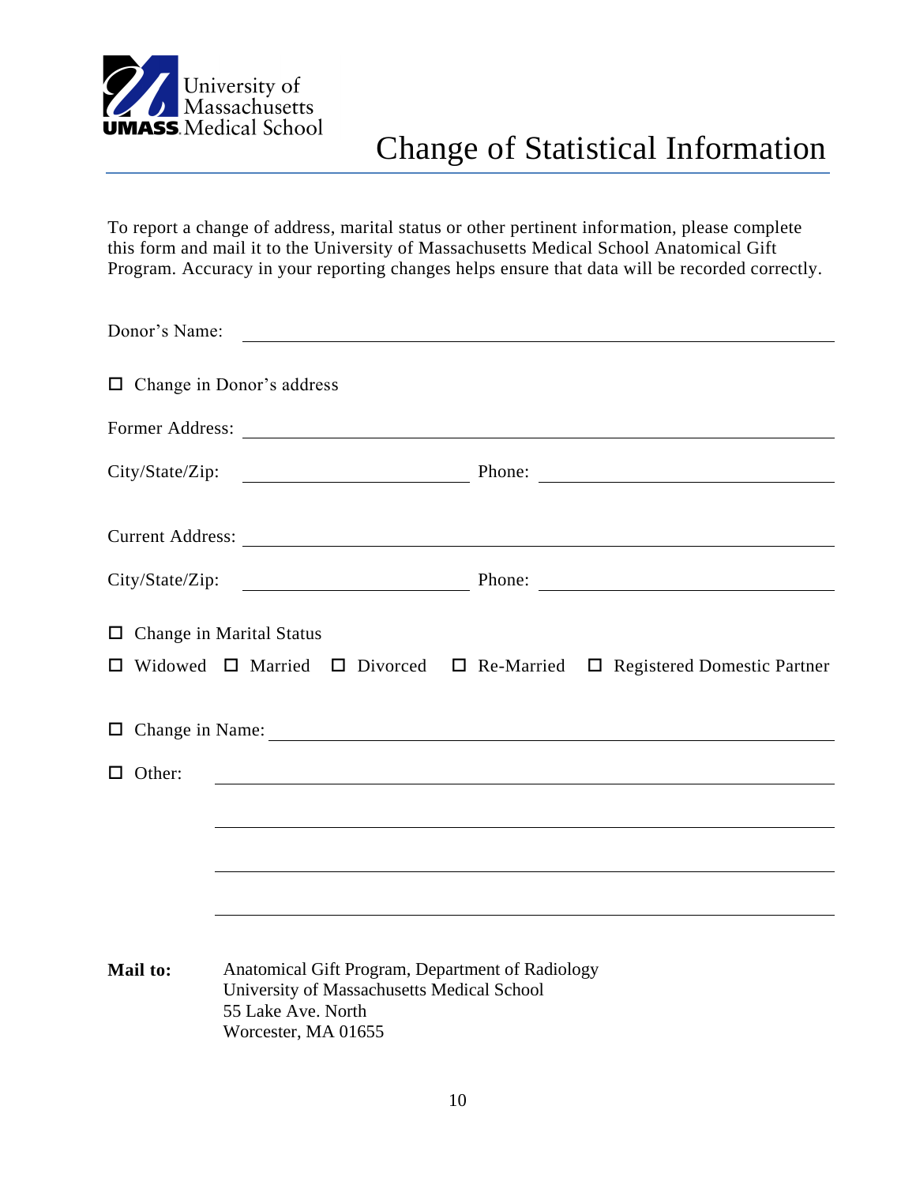University of Massachusetts
**UMASS** Medical School

# Change of Statistical Information

To report a change of address, marital status or other pertinent information, please complete this form and mail it to the University of Massachusetts Medical School Anatomical Gift Program. Accuracy in your reporting changes helps ensure that data will be recorded correctly.

Donor's Name: ______________________________________________

☐ Change in Donor's address

Former Address: ______________________________________________

City/State/Zip: ____________________ Phone: ____________________

Current Address: ______________________________________________

City/State/Zip: ____________________ Phone: ____________________

☐ Change in Marital Status

☐ Widowed ☐ Married ☐ Divorced ☐ Re-Married ☐ Registered Domestic Partner

☐ Change in Name: ______________________________________________

☐ Other: ______________________________________________

______________________________________________

______________________________________________

______________________________________________

**Mail to:** Anatomical Gift Program, Department of Radiology
University of Massachusetts Medical School
55 Lake Ave. North
Worcester, MA 01655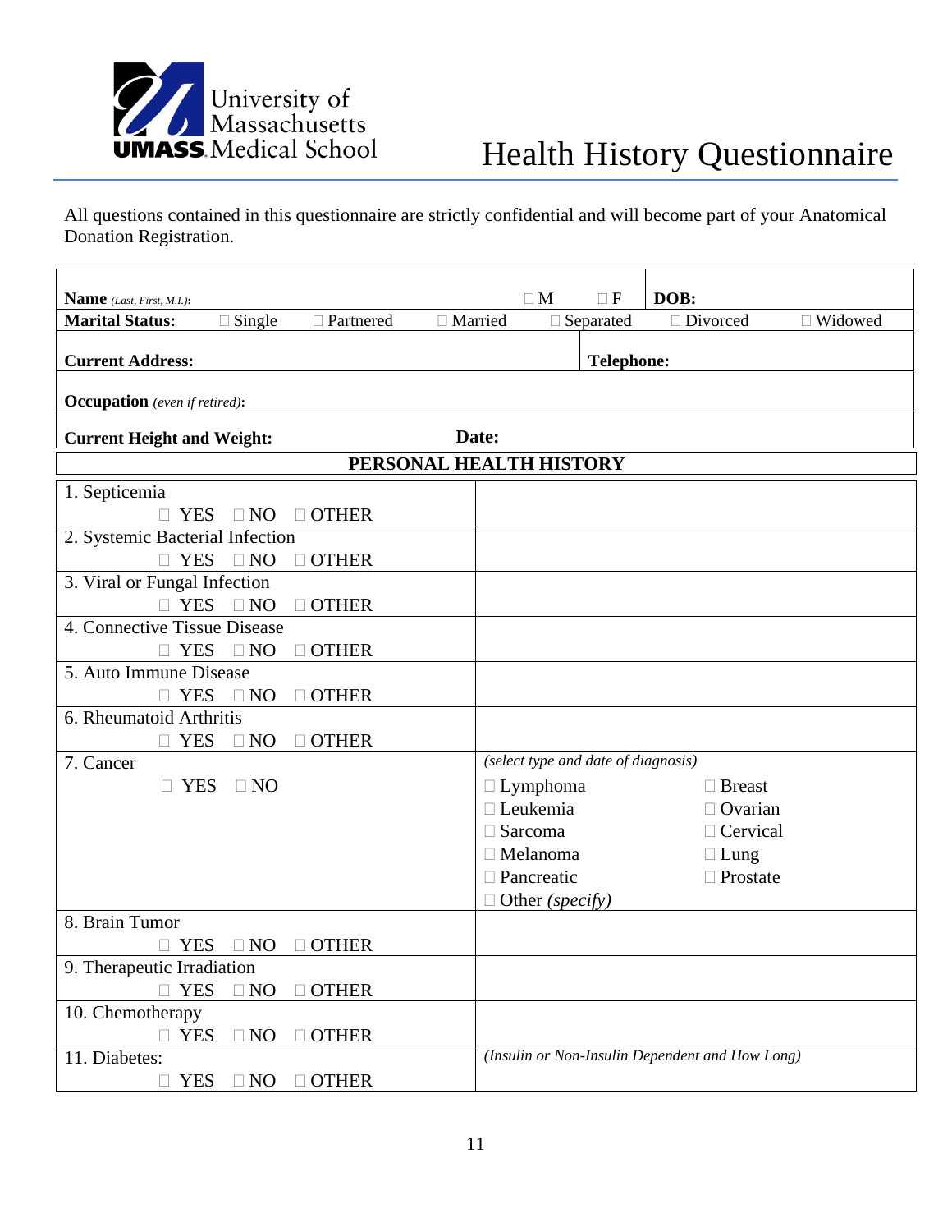University of Massachusetts UMASS Medical School

# Health History Questionnaire

All questions contained in this questionnaire are strictly confidential and will become part of your Anatomical Donation Registration.

| | | | | | |
|---|---|---|---|---|---|
| **Name** *(Last, First, M.I.)*: | | | □ M | □ F | **DOB:** |
| **Marital Status:** | □ Single | □ Partnered | □ Married | □ Separated | □ Divorced □ Widowed |
| **Current Address:** | | | | **Telephone:** | |
| **Occupation** *(even if retired)*: | | | | | |
| **Current Height and Weight:** | | | **Date:** | | |

| **PERSONAL HEALTH HISTORY** | |
|---|---|
| 1. Septicemia<br>□ YES □ NO □ OTHER | |
| 2. Systemic Bacterial Infection<br>□ YES □ NO □ OTHER | |
| 3. Viral or Fungal Infection<br>□ YES □ NO □ OTHER | |
| 4. Connective Tissue Disease<br>□ YES □ NO □ OTHER | |
| 5. Auto Immune Disease<br>□ YES □ NO □ OTHER | |
| 6. Rheumatoid Arthritis<br>□ YES □ NO □ OTHER | |
| 7. Cancer<br>□ YES □ NO | *(select type and date of diagnosis)*<br>□ Lymphoma □ Breast<br>□ Leukemia □ Ovarian<br>□ Sarcoma □ Cervical<br>□ Melanoma □ Lung<br>□ Pancreatic □ Prostate<br>□ Other *(specify)* |
| 8. Brain Tumor<br>□ YES □ NO □ OTHER | |
| 9. Therapeutic Irradiation<br>□ YES □ NO □ OTHER | |
| 10. Chemotherapy<br>□ YES □ NO □ OTHER | |
| 11. Diabetes:<br>□ YES □ NO □ OTHER | *(Insulin or Non-Insulin Dependent and How Long)* |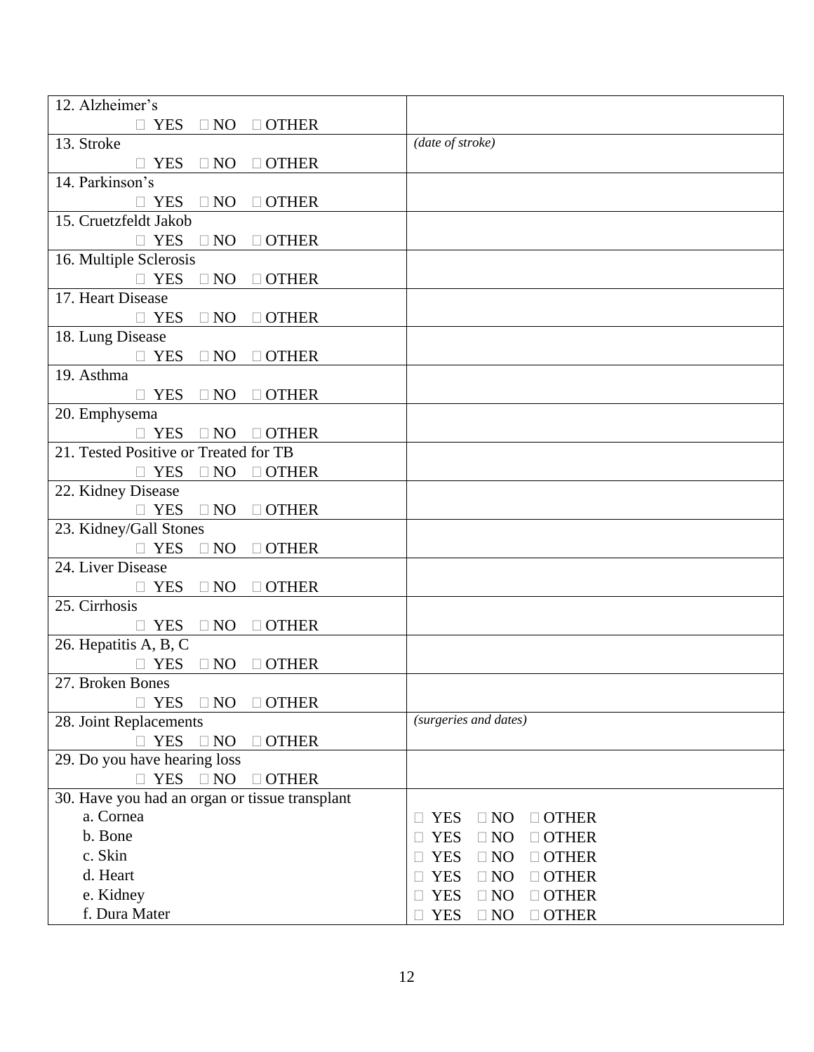| | |
|---|---|
| 12. Alzheimer's<br>□ YES □ NO □ OTHER | |
| 13. Stroke<br>□ YES □ NO □ OTHER | *(date of stroke)* |
| 14. Parkinson's<br>□ YES □ NO □ OTHER | |
| 15. Cruetzfeldt Jakob<br>□ YES □ NO □ OTHER | |
| 16. Multiple Sclerosis<br>□ YES □ NO □ OTHER | |
| 17. Heart Disease<br>□ YES □ NO □ OTHER | |
| 18. Lung Disease<br>□ YES □ NO □ OTHER | |
| 19. Asthma<br>□ YES □ NO □ OTHER | |
| 20. Emphysema<br>□ YES □ NO □ OTHER | |
| 21. Tested Positive or Treated for TB<br>□ YES □ NO □ OTHER | |
| 22. Kidney Disease<br>□ YES □ NO □ OTHER | |
| 23. Kidney/Gall Stones<br>□ YES □ NO □ OTHER | |
| 24. Liver Disease<br>□ YES □ NO □ OTHER | |
| 25. Cirrhosis<br>□ YES □ NO □ OTHER | |
| 26. Hepatitis A, B, C<br>□ YES □ NO □ OTHER | |
| 27. Broken Bones<br>□ YES □ NO □ OTHER | |
| 28. Joint Replacements<br>□ YES □ NO □ OTHER | *(surgeries and dates)* |
| 29. Do you have hearing loss<br>□ YES □ NO □ OTHER | |
| 30. Have you had an organ or tissue transplant<br>a. Cornea<br>b. Bone<br>c. Skin<br>d. Heart<br>e. Kidney<br>f. Dura Mater | <br>□ YES □ NO □ OTHER<br>□ YES □ NO □ OTHER<br>□ YES □ NO □ OTHER<br>□ YES □ NO □ OTHER<br>□ YES □ NO □ OTHER<br>□ YES □ NO □ OTHER |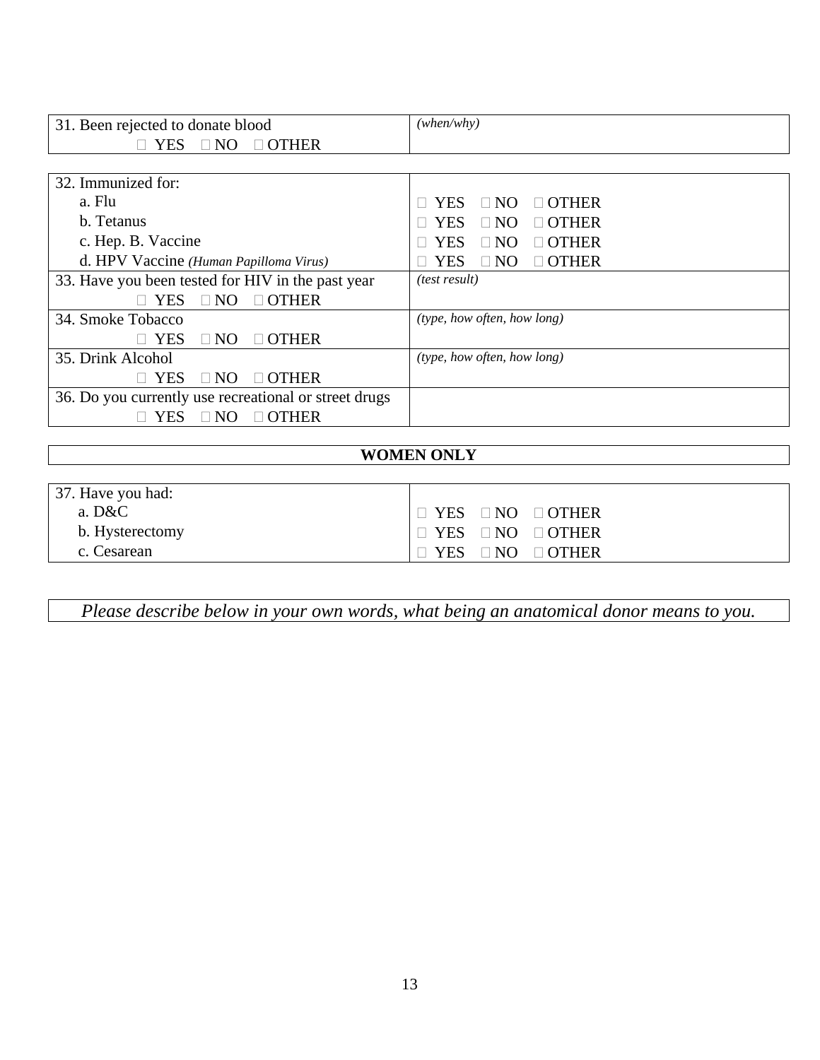| 31. Been rejected to donate blood<br>□ YES □ NO □ OTHER | *(when/why)* |
|---|---|

| 32. Immunized for: | |
|---|---|
| a. Flu | □ YES □ NO □ OTHER |
| b. Tetanus | □ YES □ NO □ OTHER |
| c. Hep. B. Vaccine | □ YES □ NO □ OTHER |
| d. HPV Vaccine *(Human Papilloma Virus)* | □ YES □ NO □ OTHER |
| 33. Have you been tested for HIV in the past year<br>□ YES □ NO □ OTHER | *(test result)* |
| 34. Smoke Tobacco<br>□ YES □ NO □ OTHER | *(type, how often, how long)* |
| 35. Drink Alcohol<br>□ YES □ NO □ OTHER | *(type, how often, how long)* |
| 36. Do you currently use recreational or street drugs<br>□ YES □ NO □ OTHER | |

**WOMEN ONLY**

| 37. Have you had: | |
|---|---|
| a. D&C | □ YES □ NO □ OTHER |
| b. Hysterectomy | □ YES □ NO □ OTHER |
| c. Cesarean | □ YES □ NO □ OTHER |

*Please describe below in your own words, what being an anatomical donor means to you.*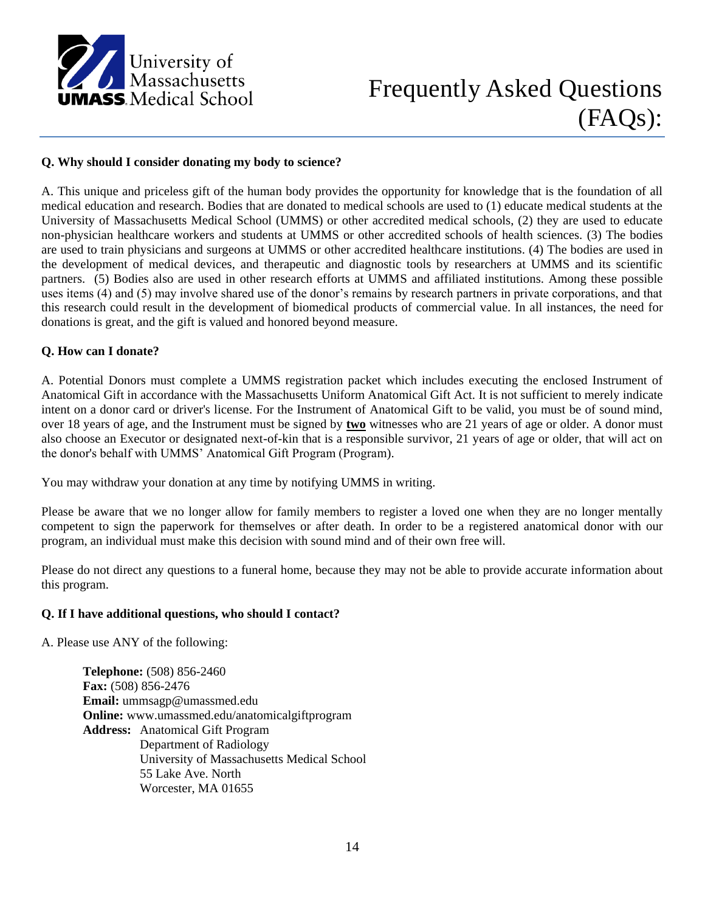University of Massachusetts UMASS Medical School

# Frequently Asked Questions (FAQs):

**Q. Why should I consider donating my body to science?**

A. This unique and priceless gift of the human body provides the opportunity for knowledge that is the foundation of all medical education and research. Bodies that are donated to medical schools are used to (1) educate medical students at the University of Massachusetts Medical School (UMMS) or other accredited medical schools, (2) they are used to educate non-physician healthcare workers and students at UMMS or other accredited schools of health sciences. (3) The bodies are used to train physicians and surgeons at UMMS or other accredited healthcare institutions. (4) The bodies are used in the development of medical devices, and therapeutic and diagnostic tools by researchers at UMMS and its scientific partners. (5) Bodies also are used in other research efforts at UMMS and affiliated institutions. Among these possible uses items (4) and (5) may involve shared use of the donor's remains by research partners in private corporations, and that this research could result in the development of biomedical products of commercial value. In all instances, the need for donations is great, and the gift is valued and honored beyond measure.

**Q. How can I donate?**

A. Potential Donors must complete a UMMS registration packet which includes executing the enclosed Instrument of Anatomical Gift in accordance with the Massachusetts Uniform Anatomical Gift Act. It is not sufficient to merely indicate intent on a donor card or driver's license. For the Instrument of Anatomical Gift to be valid, you must be of sound mind, over 18 years of age, and the Instrument must be signed by **two** witnesses who are 21 years of age or older. A donor must also choose an Executor or designated next-of-kin that is a responsible survivor, 21 years of age or older, that will act on the donor's behalf with UMMS' Anatomical Gift Program (Program).

You may withdraw your donation at any time by notifying UMMS in writing.

Please be aware that we no longer allow for family members to register a loved one when they are no longer mentally competent to sign the paperwork for themselves or after death. In order to be a registered anatomical donor with our program, an individual must make this decision with sound mind and of their own free will.

Please do not direct any questions to a funeral home, because they may not be able to provide accurate information about this program.

**Q. If I have additional questions, who should I contact?**

A. Please use ANY of the following:

**Telephone:** (508) 856-2460
**Fax:** (508) 856-2476
**Email:** ummsagp@umassmed.edu
**Online:** www.umassmed.edu/anatomicalgiftprogram
**Address:** Anatomical Gift Program
Department of Radiology
University of Massachusetts Medical School
55 Lake Ave. North
Worcester, MA 01655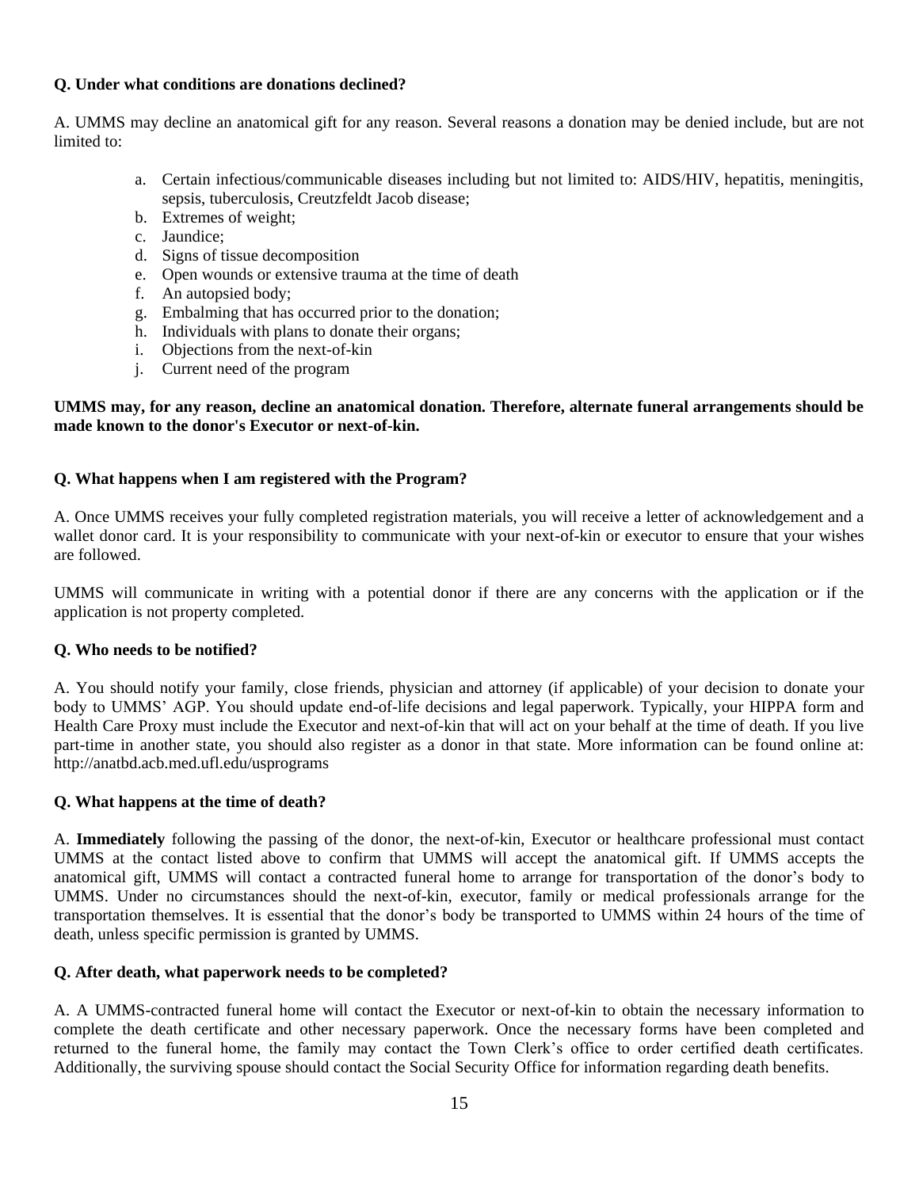**Q. Under what conditions are donations declined?**

A. UMMS may decline an anatomical gift for any reason. Several reasons a donation may be denied include, but are not limited to:

a. Certain infectious/communicable diseases including but not limited to: AIDS/HIV, hepatitis, meningitis, sepsis, tuberculosis, Creutzfeldt Jacob disease;
b. Extremes of weight;
c. Jaundice;
d. Signs of tissue decomposition
e. Open wounds or extensive trauma at the time of death
f. An autopsied body;
g. Embalming that has occurred prior to the donation;
h. Individuals with plans to donate their organs;
i. Objections from the next-of-kin
j. Current need of the program

**UMMS may, for any reason, decline an anatomical donation. Therefore, alternate funeral arrangements should be made known to the donor's Executor or next-of-kin.**

**Q. What happens when I am registered with the Program?**

A. Once UMMS receives your fully completed registration materials, you will receive a letter of acknowledgement and a wallet donor card. It is your responsibility to communicate with your next-of-kin or executor to ensure that your wishes are followed.

UMMS will communicate in writing with a potential donor if there are any concerns with the application or if the application is not property completed.

**Q. Who needs to be notified?**

A. You should notify your family, close friends, physician and attorney (if applicable) of your decision to donate your body to UMMS' AGP. You should update end-of-life decisions and legal paperwork. Typically, your HIPPA form and Health Care Proxy must include the Executor and next-of-kin that will act on your behalf at the time of death. If you live part-time in another state, you should also register as a donor in that state. More information can be found online at: http://anatbd.acb.med.ufl.edu/usprograms

**Q. What happens at the time of death?**

A. **Immediately** following the passing of the donor, the next-of-kin, Executor or healthcare professional must contact UMMS at the contact listed above to confirm that UMMS will accept the anatomical gift. If UMMS accepts the anatomical gift, UMMS will contact a contracted funeral home to arrange for transportation of the donor's body to UMMS. Under no circumstances should the next-of-kin, executor, family or medical professionals arrange for the transportation themselves. It is essential that the donor's body be transported to UMMS within 24 hours of the time of death, unless specific permission is granted by UMMS.

**Q. After death, what paperwork needs to be completed?**

A. A UMMS-contracted funeral home will contact the Executor or next-of-kin to obtain the necessary information to complete the death certificate and other necessary paperwork. Once the necessary forms have been completed and returned to the funeral home, the family may contact the Town Clerk's office to order certified death certificates. Additionally, the surviving spouse should contact the Social Security Office for information regarding death benefits.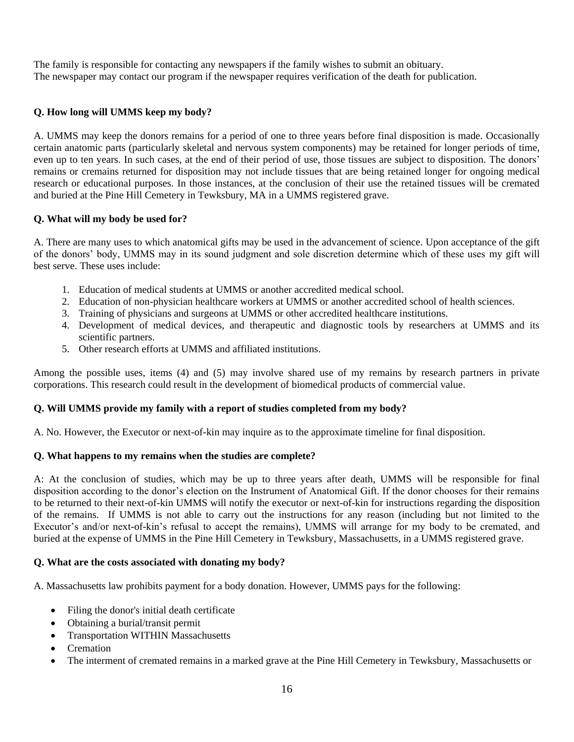The family is responsible for contacting any newspapers if the family wishes to submit an obituary.
The newspaper may contact our program if the newspaper requires verification of the death for publication.

**Q. How long will UMMS keep my body?**

A. UMMS may keep the donors remains for a period of one to three years before final disposition is made. Occasionally certain anatomic parts (particularly skeletal and nervous system components) may be retained for longer periods of time, even up to ten years. In such cases, at the end of their period of use, those tissues are subject to disposition. The donors' remains or cremains returned for disposition may not include tissues that are being retained longer for ongoing medical research or educational purposes. In those instances, at the conclusion of their use the retained tissues will be cremated and buried at the Pine Hill Cemetery in Tewksbury, MA in a UMMS registered grave.

**Q. What will my body be used for?**

A. There are many uses to which anatomical gifts may be used in the advancement of science. Upon acceptance of the gift of the donors' body, UMMS may in its sound judgment and sole discretion determine which of these uses my gift will best serve. These uses include:

1. Education of medical students at UMMS or another accredited medical school.
2. Education of non-physician healthcare workers at UMMS or another accredited school of health sciences.
3. Training of physicians and surgeons at UMMS or other accredited healthcare institutions.
4. Development of medical devices, and therapeutic and diagnostic tools by researchers at UMMS and its scientific partners.
5. Other research efforts at UMMS and affiliated institutions.

Among the possible uses, items (4) and (5) may involve shared use of my remains by research partners in private corporations. This research could result in the development of biomedical products of commercial value.

**Q. Will UMMS provide my family with a report of studies completed from my body?**

A. No. However, the Executor or next-of-kin may inquire as to the approximate timeline for final disposition.

**Q. What happens to my remains when the studies are complete?**

A: At the conclusion of studies, which may be up to three years after death, UMMS will be responsible for final disposition according to the donor's election on the Instrument of Anatomical Gift. If the donor chooses for their remains to be returned to their next-of-kin UMMS will notify the executor or next-of-kin for instructions regarding the disposition of the remains. If UMMS is not able to carry out the instructions for any reason (including but not limited to the Executor's and/or next-of-kin's refusal to accept the remains), UMMS will arrange for my body to be cremated, and buried at the expense of UMMS in the Pine Hill Cemetery in Tewksbury, Massachusetts, in a UMMS registered grave.

**Q. What are the costs associated with donating my body?**

A. Massachusetts law prohibits payment for a body donation. However, UMMS pays for the following:

- Filing the donor's initial death certificate
- Obtaining a burial/transit permit
- Transportation WITHIN Massachusetts
- Cremation
- The interment of cremated remains in a marked grave at the Pine Hill Cemetery in Tewksbury, Massachusetts or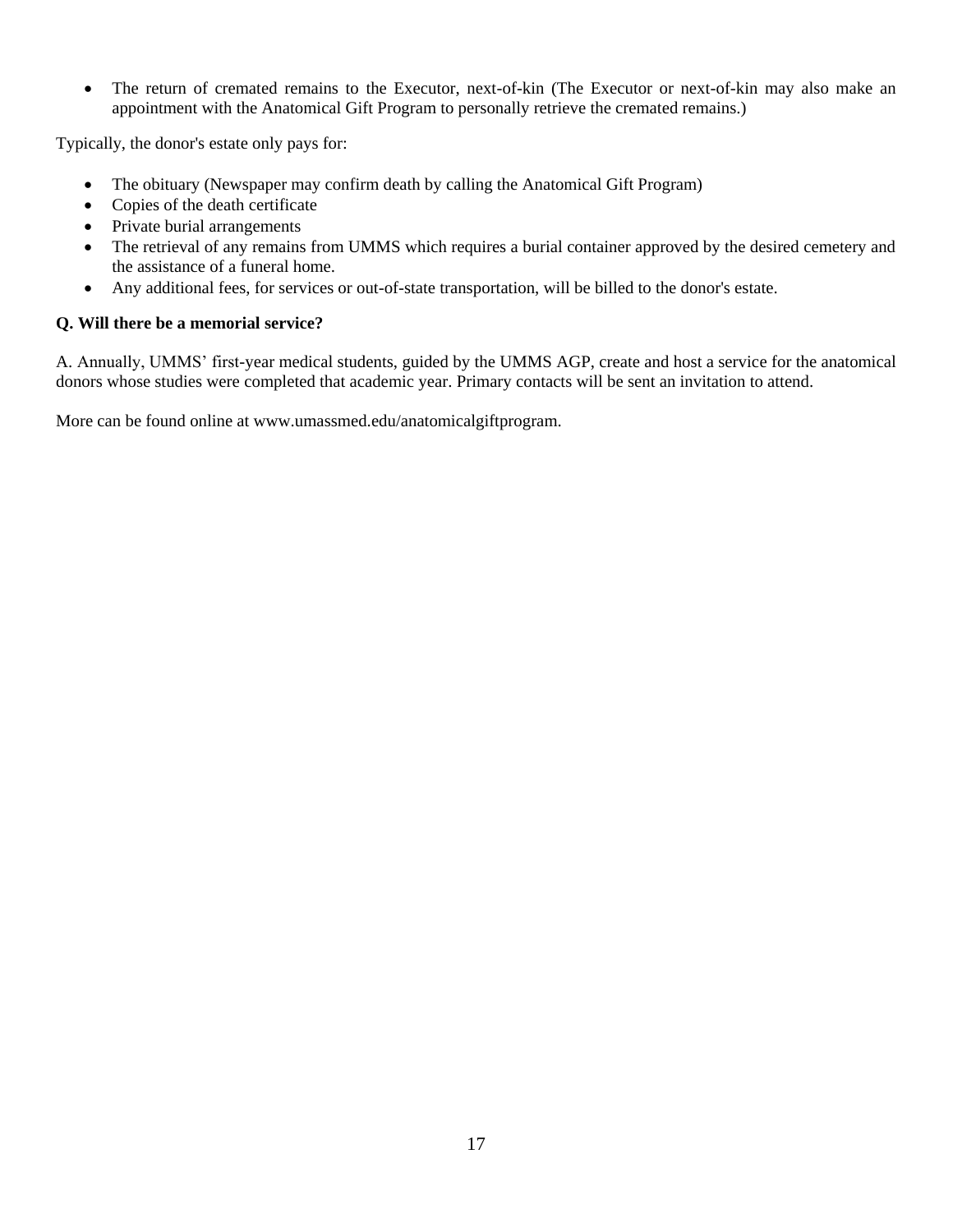- The return of cremated remains to the Executor, next-of-kin (The Executor or next-of-kin may also make an appointment with the Anatomical Gift Program to personally retrieve the cremated remains.)

Typically, the donor's estate only pays for:

- The obituary (Newspaper may confirm death by calling the Anatomical Gift Program)
- Copies of the death certificate
- Private burial arrangements
- The retrieval of any remains from UMMS which requires a burial container approved by the desired cemetery and the assistance of a funeral home.
- Any additional fees, for services or out-of-state transportation, will be billed to the donor's estate.

**Q. Will there be a memorial service?**

A. Annually, UMMS' first-year medical students, guided by the UMMS AGP, create and host a service for the anatomical donors whose studies were completed that academic year. Primary contacts will be sent an invitation to attend.

More can be found online at www.umassmed.edu/anatomicalgiftprogram.